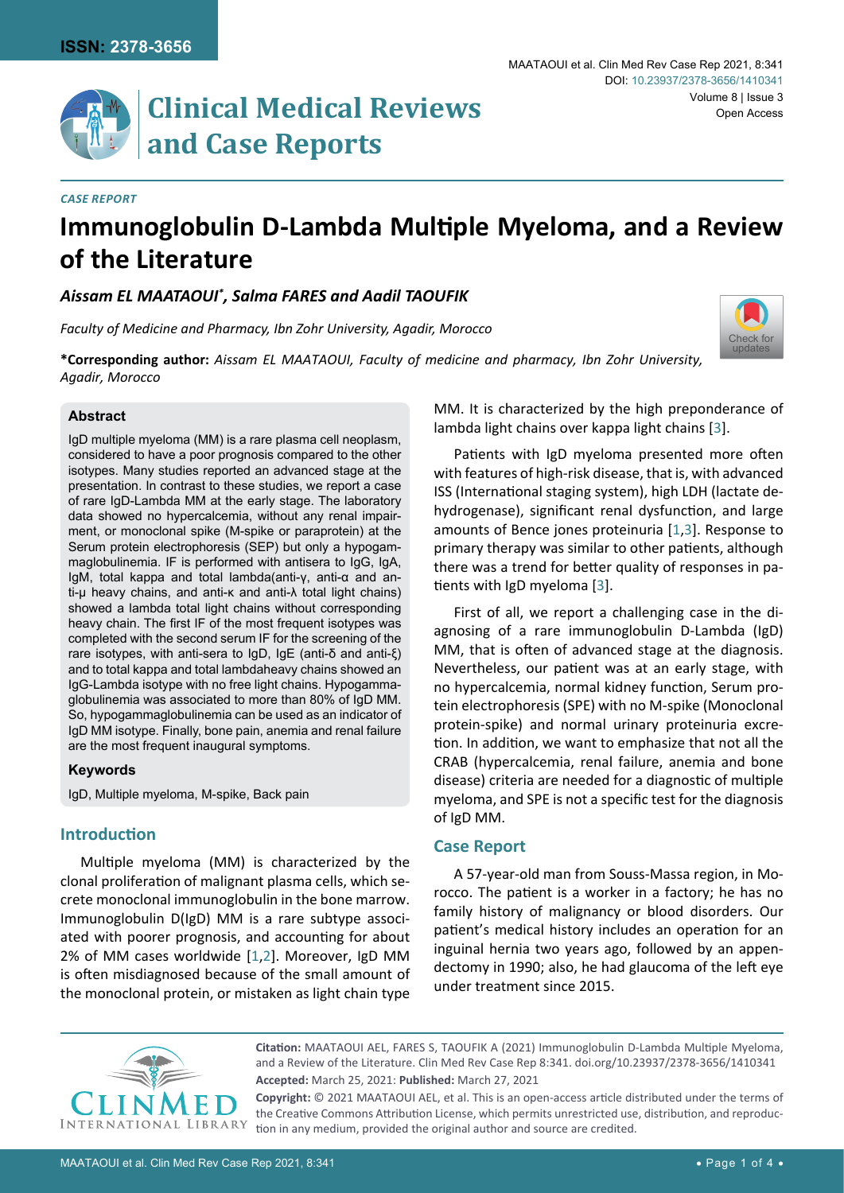**ISSN: 2378-3656**

# Clinical Medical Reviews and Case Reports

MAATAOUI et al. Clin Med Rev Case Rep 2021, 8:341

DOI: 10.23937/2378-3656/1410341

Volume 8 | Issue 3

Open Access

*CASE REPORT*

# Immunoglobulin D-Lambda Multiple Myeloma, and a Review of the Literature

***Aissam EL MAATAOUI\*, Salma FARES and Aadil TAOUFIK***

*Faculty of Medicine and Pharmacy, Ibn Zohr University, Agadir, Morocco*

**\*Corresponding author:** *Aissam EL MAATAOUI, Faculty of medicine and pharmacy, Ibn Zohr University, Agadir, Morocco*

### Abstract

IgD multiple myeloma (MM) is a rare plasma cell neoplasm, considered to have a poor prognosis compared to the other isotypes. Many studies reported an advanced stage at the presentation. In contrast to these studies, we report a case of rare IgD-Lambda MM at the early stage. The laboratory data showed no hypercalcemia, without any renal impairment, or monoclonal spike (M-spike or paraprotein) at the Serum protein electrophoresis (SEP) but only a hypogammaglobulinemia. IF is performed with antisera to IgG, IgA, IgM, total kappa and total lambda(anti-γ, anti-α and anti-μ heavy chains, and anti-κ and anti-λ total light chains) showed a lambda total light chains without corresponding heavy chain. The first IF of the most frequent isotypes was completed with the second serum IF for the screening of the rare isotypes, with anti-sera to IgD, IgE (anti-δ and anti-ξ) and to total kappa and total lambdaheavy chains showed an IgG-Lambda isotype with no free light chains. Hypogammaglobulinemia was associated to more than 80% of IgD MM. So, hypogammaglobulinemia can be used as an indicator of IgD MM isotype. Finally, bone pain, anemia and renal failure are the most frequent inaugural symptoms.

### Keywords

IgD, Multiple myeloma, M-spike, Back pain

## Introduction

Multiple myeloma (MM) is characterized by the clonal proliferation of malignant plasma cells, which secrete monoclonal immunoglobulin in the bone marrow. Immunoglobulin D(IgD) MM is a rare subtype associated with poorer prognosis, and accounting for about 2% of MM cases worldwide [1,2]. Moreover, IgD MM is often misdiagnosed because of the small amount of the monoclonal protein, or mistaken as light chain type MM. It is characterized by the high preponderance of lambda light chains over kappa light chains [3].

Patients with IgD myeloma presented more often with features of high-risk disease, that is, with advanced ISS (International staging system), high LDH (lactate dehydrogenase), significant renal dysfunction, and large amounts of Bence jones proteinuria [1,3]. Response to primary therapy was similar to other patients, although there was a trend for better quality of responses in patients with IgD myeloma [3].

First of all, we report a challenging case in the diagnosing of a rare immunoglobulin D-Lambda (IgD) MM, that is often of advanced stage at the diagnosis. Nevertheless, our patient was at an early stage, with no hypercalcemia, normal kidney function, Serum protein electrophoresis (SPE) with no M-spike (Monoclonal protein-spike) and normal urinary proteinuria excretion. In addition, we want to emphasize that not all the CRAB (hypercalcemia, renal failure, anemia and bone disease) criteria are needed for a diagnostic of multiple myeloma, and SPE is not a specific test for the diagnosis of IgD MM.

## Case Report

A 57-year-old man from Souss-Massa region, in Morocco. The patient is a worker in a factory; he has no family history of malignancy or blood disorders. Our patient's medical history includes an operation for an inguinal hernia two years ago, followed by an appendectomy in 1990; also, he had glaucoma of the left eye under treatment since 2015.

**Citation:** MAATAOUI AEL, FARES S, TAOUFIK A (2021) Immunoglobulin D-Lambda Multiple Myeloma, and a Review of the Literature. Clin Med Rev Case Rep 8:341. doi.org/10.23937/2378-3656/1410341

**Accepted:** March 25, 2021: **Published:** March 27, 2021

**Copyright:** © 2021 MAATAOUI AEL, et al. This is an open-access article distributed under the terms of the Creative Commons Attribution License, which permits unrestricted use, distribution, and reproduction in any medium, provided the original author and source are credited.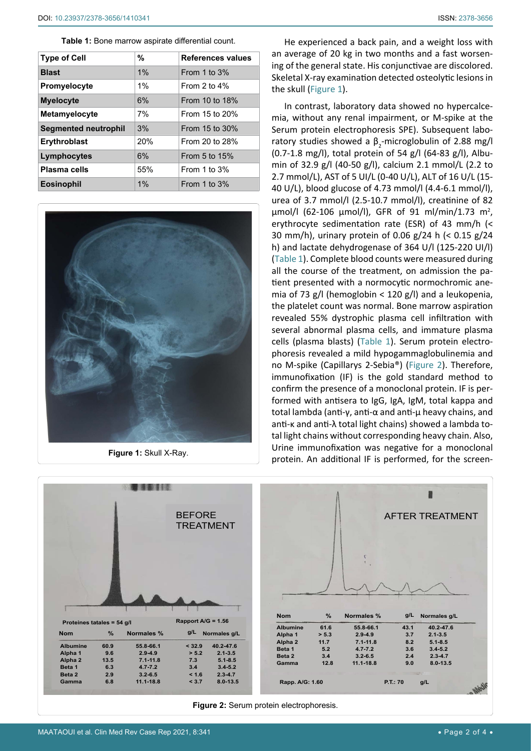**Table 1:** Bone marrow aspirate differential count.

| Type of Cell | % | References values |
|---|---|---|
| **Blast** | 1% | From 1 to 3% |
| **Promyelocyte** | 1% | From 2 to 4% |
| **Myelocyte** | 6% | From 10 to 18% |
| **Metamyelocyte** | 7% | From 15 to 20% |
| **Segmented neutrophil** | 3% | From 15 to 30% |
| **Erythroblast** | 20% | From 20 to 28% |
| **Lymphocytes** | 6% | From 5 to 15% |
| **Plasma cells** | 55% | From 1 to 3% |
| **Eosinophil** | 1% | From 1 to 3% |

**Figure 1:** Skull X-Ray.

He experienced a back pain, and a weight loss with an average of 20 kg in two months and a fast worsening of the general state. His conjunctivae are discolored. Skeletal X-ray examination detected osteolytic lesions in the skull (Figure 1).

In contrast, laboratory data showed no hypercalcemia, without any renal impairment, or M-spike at the Serum protein electrophoresis SPE). Subsequent laboratory studies showed a $\beta_2$-microglobulin of 2.88 mg/l (0.7-1.8 mg/l), total protein of 54 g/l (64-83 g/l), Albumin of 32.9 g/l (40-50 g/l), calcium 2.1 mmol/L (2.2 to 2.7 mmol/L), AST of 5 UI/L (0-40 U/L), ALT of 16 U/L (15-40 U/L), blood glucose of 4.73 mmol/l (4.4-6.1 mmol/l), urea of 3.7 mmol/l (2.5-10.7 mmol/l), creatinine of 82 µmol/l (62-106 µmol/l), GFR of 91 ml/min/1.73 m$^2$, erythrocyte sedimentation rate (ESR) of 43 mm/h (< 30 mm/h), urinary protein of 0.06 g/24 h (< 0.15 g/24 h) and lactate dehydrogenase of 364 U/l (125-220 UI/l) (Table 1). Complete blood counts were measured during all the course of the treatment, on admission the patient presented with a normocytic normochromic anemia of 73 g/l (hemoglobin < 120 g/l) and a leukopenia, the platelet count was normal. Bone marrow aspiration revealed 55% dystrophic plasma cell infiltration with several abnormal plasma cells, and immature plasma cells (plasma blasts) (Table 1). Serum protein electrophoresis revealed a mild hypogammaglobulinemia and no M-spike (Capillarys 2-Sebia®) (Figure 2). Therefore, immunofixation (IF) is the gold standard method to confirm the presence of a monoclonal protein. IF is performed with antisera to IgG, IgA, IgM, total kappa and total lambda (anti-γ, anti-α and anti-µ heavy chains, and anti-κ and anti-λ total light chains) showed a lambda total light chains without corresponding heavy chain. Also, Urine immunofixation was negative for a monoclonal protein. An additional IF is performed, for the screen-

BEFORE TREATMENT

Proteines tatales = 54 g/l — Rapport A/G = 1.56

| Nom | % | Normales % | g/L | Normales g/L |
|---|---|---|---|---|
| Albumine | 60.9 | 55.8-66.1 | < 32.9 | 40.2-47.6 |
| Alpha 1 | 9.6 | 2.9-4.9 | > 5.2 | 2.1-3.5 |
| Alpha 2 | 13.5 | 7.1-11.8 | 7.3 | 5.1-8.5 |
| Beta 1 | 6.3 | 4.7-7.2 | 3.4 | 3.4-5.2 |
| Beta 2 | 2.9 | 3.2-6.5 | < 1.6 | 2.3-4.7 |
| Gamma | 6.8 | 11.1-18.8 | < 3.7 | 8.0-13.5 |

AFTER TREATMENT

| Nom | % | Normales % | g/L | Normales g/L |
|---|---|---|---|---|
| Albumine | 61.6 | 55.8-66.1 | 43.1 | 40.2-47.6 |
| Alpha 1 | > 5.3 | 2.9-4.9 | 3.7 | 2.1-3.5 |
| Alpha 2 | 11.7 | 7.1-11.8 | 8.2 | 5.1-8.5 |
| Beta 1 | 5.2 | 4.7-7.2 | 3.6 | 3.4-5.2 |
| Beta 2 | 3.4 | 3.2-6.5 | 2.4 | 2.3-4.7 |
| Gamma | 12.8 | 11.1-18.8 | 9.0 | 8.0-13.5 |

Rapp. A/G: 1.60 — P.T.: 70 g/L

**Figure 2:** Serum protein electrophoresis.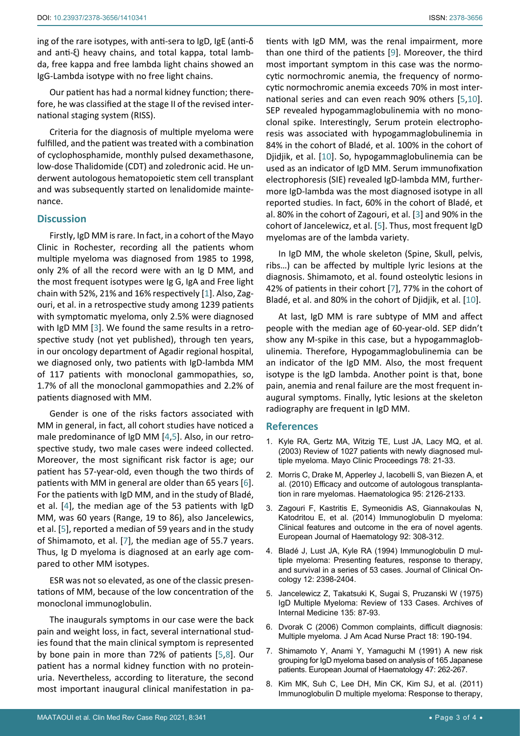ing of the rare isotypes, with anti-sera to IgD, IgE (anti-δ and anti-ξ) heavy chains, and total kappa, total lambda, free kappa and free lambda light chains showed an IgG-Lambda isotype with no free light chains.

Our patient has had a normal kidney function; therefore, he was classified at the stage II of the revised international staging system (RISS).

Criteria for the diagnosis of multiple myeloma were fulfilled, and the patient was treated with a combination of cyclophosphamide, monthly pulsed dexamethasone, low-dose Thalidomide (CDT) and zoledronic acid. He underwent autologous hematopoietic stem cell transplant and was subsequently started on lenalidomide maintenance.

## Discussion

Firstly, IgD MM is rare. In fact, in a cohort of the Mayo Clinic in Rochester, recording all the patients whom multiple myeloma was diagnosed from 1985 to 1998, only 2% of all the record were with an Ig D MM, and the most frequent isotypes were Ig G, IgA and Free light chain with 52%, 21% and 16% respectively [1]. Also, Zagouri, et al. in a retrospective study among 1239 patients with symptomatic myeloma, only 2.5% were diagnosed with IgD MM [3]. We found the same results in a retrospective study (not yet published), through ten years, in our oncology department of Agadir regional hospital, we diagnosed only, two patients with IgD-lambda MM of 117 patients with monoclonal gammopathies, so, 1.7% of all the monoclonal gammopathies and 2.2% of patients diagnosed with MM.

Gender is one of the risks factors associated with MM in general, in fact, all cohort studies have noticed a male predominance of IgD MM [4,5]. Also, in our retrospective study, two male cases were indeed collected. Moreover, the most significant risk factor is age; our patient has 57-year-old, even though the two thirds of patients with MM in general are older than 65 years [6]. For the patients with IgD MM, and in the study of Bladé, et al. [4], the median age of the 53 patients with IgD MM, was 60 years (Range, 19 to 86), also Jancelewics, et al. [5], reported a median of 59 years and in the study of Shimamoto, et al. [7], the median age of 55.7 years. Thus, Ig D myeloma is diagnosed at an early age compared to other MM isotypes.

ESR was not so elevated, as one of the classic presentations of MM, because of the low concentration of the monoclonal immunoglobulin.

The inaugurals symptoms in our case were the back pain and weight loss, in fact, several international studies found that the main clinical symptom is represented by bone pain in more than 72% of patients [5,8]. Our patient has a normal kidney function with no proteinuria. Nevertheless, according to literature, the second most important inaugural clinical manifestation in patients with IgD MM, was the renal impairment, more than one third of the patients [9]. Moreover, the third most important symptom in this case was the normocytic normochromic anemia, the frequency of normocytic normochromic anemia exceeds 70% in most international series and can even reach 90% others [5,10]. SEP revealed hypogammaglobulinemia with no monoclonal spike. Interestingly, Serum protein electrophoresis was associated with hypogammaglobulinemia in 84% in the cohort of Bladé, et al. 100% in the cohort of Djidjik, et al. [10]. So, hypogammaglobulinemia can be used as an indicator of IgD MM. Serum immunofixation electrophoresis (SIE) revealed IgD-lambda MM, furthermore IgD-lambda was the most diagnosed isotype in all reported studies. In fact, 60% in the cohort of Bladé, et al. 80% in the cohort of Zagouri, et al. [3] and 90% in the cohort of Jancelewicz, et al. [5]. Thus, most frequent IgD myelomas are of the lambda variety.

In IgD MM, the whole skeleton (Spine, Skull, pelvis, ribs…) can be affected by multiple lyric lesions at the diagnosis. Shimamoto, et al. found osteolytic lesions in 42% of patients in their cohort [7], 77% in the cohort of Bladé, et al. and 80% in the cohort of Djidjik, et al. [10].

At last, IgD MM is rare subtype of MM and affect people with the median age of 60-year-old. SEP didn't show any M-spike in this case, but a hypogammaglobulinemia. Therefore, Hypogammaglobulinemia can be an indicator of the IgD MM. Also, the most frequent isotype is the IgD lambda. Another point is that, bone pain, anemia and renal failure are the most frequent inaugural symptoms. Finally, lytic lesions at the skeleton radiography are frequent in IgD MM.

## References

1. Kyle RA, Gertz MA, Witzig TE, Lust JA, Lacy MQ, et al. (2003) Review of 1027 patients with newly diagnosed multiple myeloma. Mayo Clinic Proceedings 78: 21-33.
2. Morris C, Drake M, Apperley J, Iacobelli S, van Biezen A, et al. (2010) Efficacy and outcome of autologous transplantation in rare myelomas. Haematologica 95: 2126-2133.
3. Zagouri F, Kastritis E, Symeonidis AS, Giannakoulas N, Katodritou E, et al. (2014) Immunoglobulin D myeloma: Clinical features and outcome in the era of novel agents. European Journal of Haematology 92: 308-312.
4. Bladé J, Lust JA, Kyle RA (1994) Immunoglobulin D multiple myeloma: Presenting features, response to therapy, and survival in a series of 53 cases. Journal of Clinical Oncology 12: 2398-2404.
5. Jancelewicz Z, Takatsuki K, Sugai S, Pruzanski W (1975) IgD Multiple Myeloma: Review of 133 Cases. Archives of Internal Medicine 135: 87-93.
6. Dvorak C (2006) Common complaints, difficult diagnosis: Multiple myeloma. J Am Acad Nurse Pract 18: 190-194.
7. Shimamoto Y, Anami Y, Yamaguchi M (1991) A new risk grouping for IgD myeloma based on analysis of 165 Japanese patients. European Journal of Haematology 47: 262-267.
8. Kim MK, Suh C, Lee DH, Min CK, Kim SJ, et al. (2011) Immunoglobulin D multiple myeloma: Response to therapy,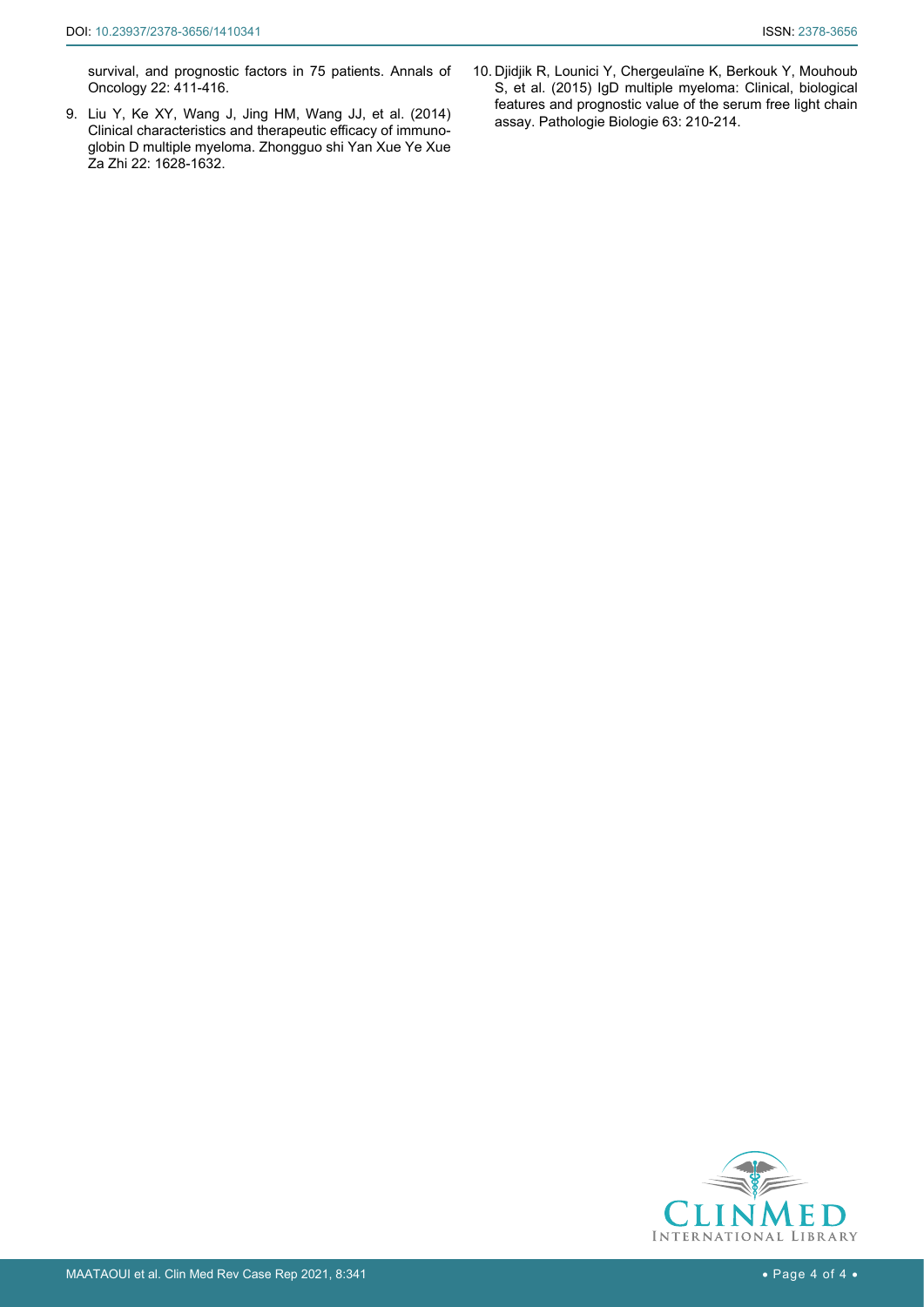survival, and prognostic factors in 75 patients. Annals of Oncology 22: 411-416.

9. Liu Y, Ke XY, Wang J, Jing HM, Wang JJ, et al. (2014) Clinical characteristics and therapeutic efficacy of immunoglobin D multiple myeloma. Zhongguo shi Yan Xue Ye Xue Za Zhi 22: 1628-1632.

10. Djidjik R, Lounici Y, Chergeulaïne K, Berkouk Y, Mouhoub S, et al. (2015) IgD multiple myeloma: Clinical, biological features and prognostic value of the serum free light chain assay. Pathologie Biologie 63: 210-214.